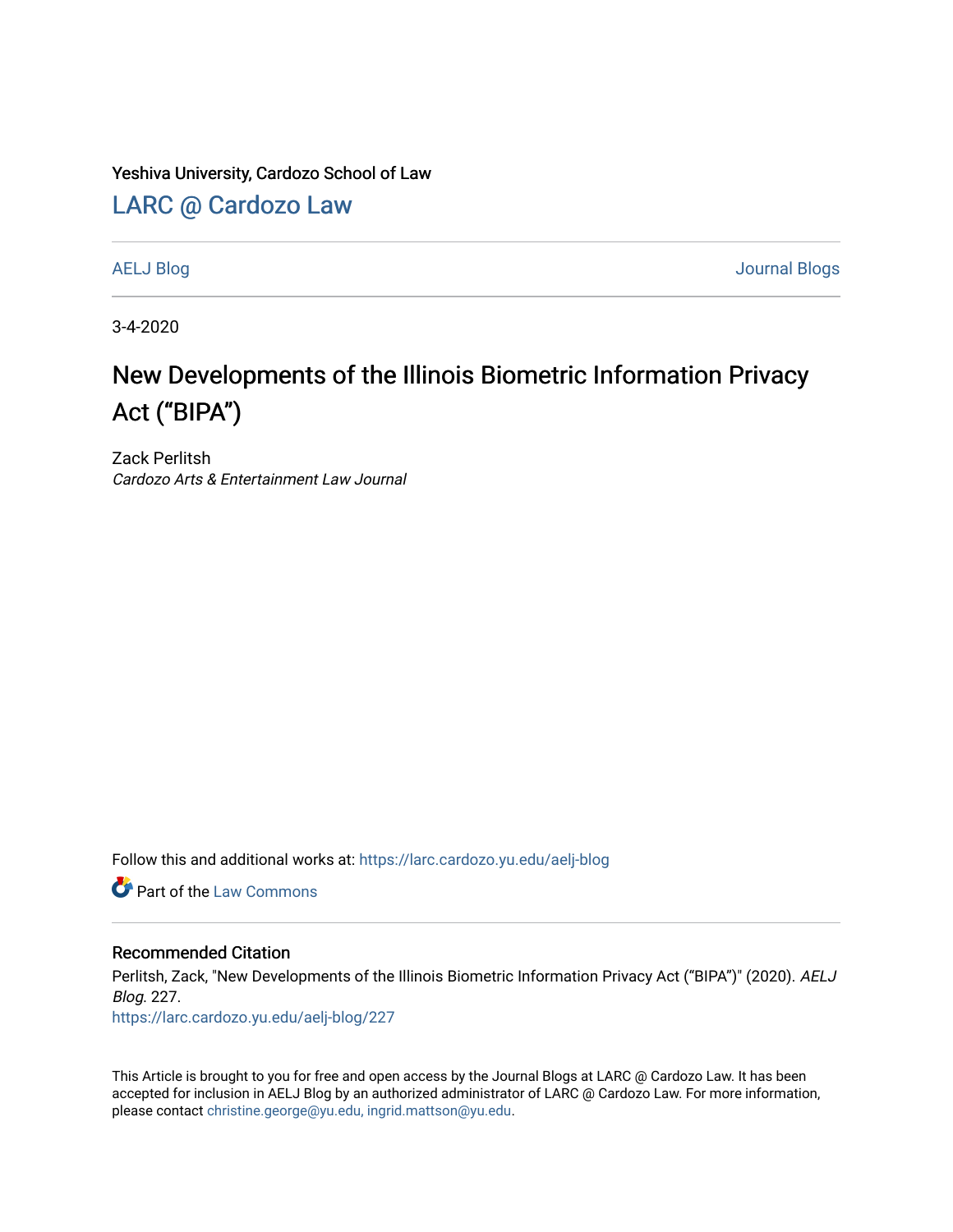Yeshiva University, Cardozo School of Law

LARC @ Cardozo Law

AELJ Blog | Journal Blogs

3-4-2020

# New Developments of the Illinois Biometric Information Privacy Act ("BIPA")

Zack Perlitsh
*Cardozo Arts & Entertainment Law Journal*

Follow this and additional works at: https://larc.cardozo.yu.edu/aelj-blog

Part of the Law Commons

## Recommended Citation

Perlitsh, Zack, "New Developments of the Illinois Biometric Information Privacy Act ("BIPA")" (2020). *AELJ Blog*. 227.
https://larc.cardozo.yu.edu/aelj-blog/227

This Article is brought to you for free and open access by the Journal Blogs at LARC @ Cardozo Law. It has been accepted for inclusion in AELJ Blog by an authorized administrator of LARC @ Cardozo Law. For more information, please contact christine.george@yu.edu, ingrid.mattson@yu.edu.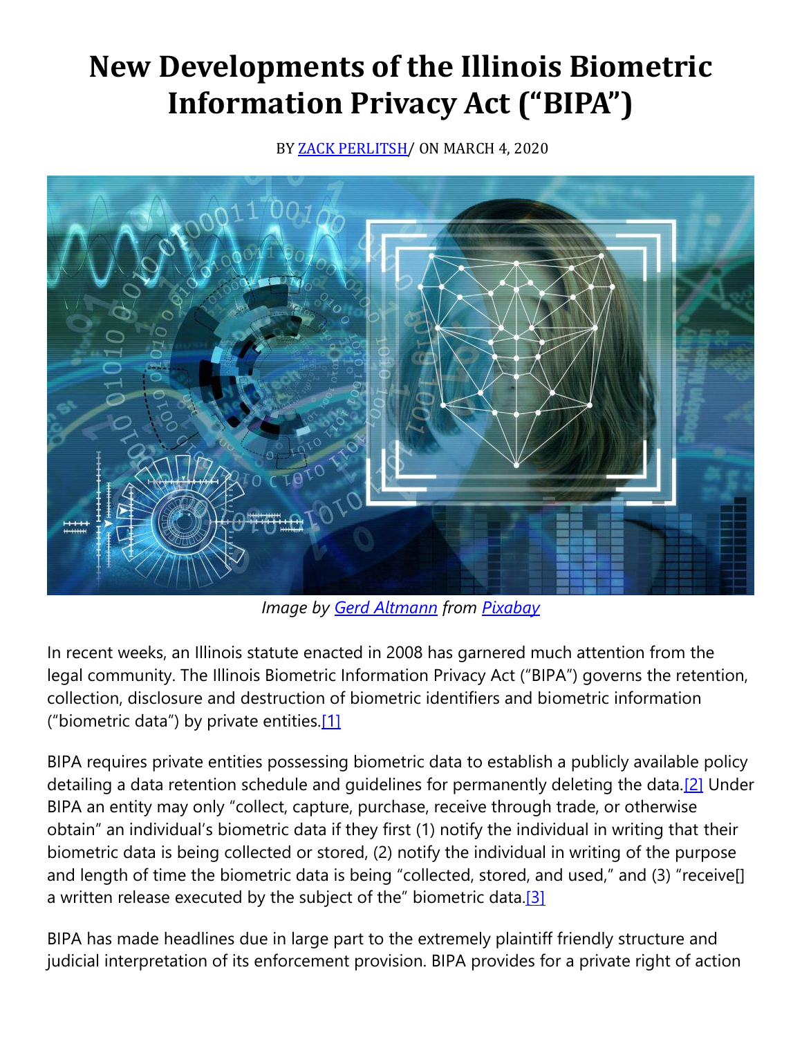# New Developments of the Illinois Biometric Information Privacy Act ("BIPA")

BY ZACK PERLITSH/ ON MARCH 4, 2020

*Image by Gerd Altmann from Pixabay*

In recent weeks, an Illinois statute enacted in 2008 has garnered much attention from the legal community. The Illinois Biometric Information Privacy Act ("BIPA") governs the retention, collection, disclosure and destruction of biometric identifiers and biometric information ("biometric data") by private entities.[1]

BIPA requires private entities possessing biometric data to establish a publicly available policy detailing a data retention schedule and guidelines for permanently deleting the data.[2] Under BIPA an entity may only "collect, capture, purchase, receive through trade, or otherwise obtain" an individual's biometric data if they first (1) notify the individual in writing that their biometric data is being collected or stored, (2) notify the individual in writing of the purpose and length of time the biometric data is being "collected, stored, and used," and (3) "receive[] a written release executed by the subject of the" biometric data.[3]

BIPA has made headlines due in large part to the extremely plaintiff friendly structure and judicial interpretation of its enforcement provision. BIPA provides for a private right of action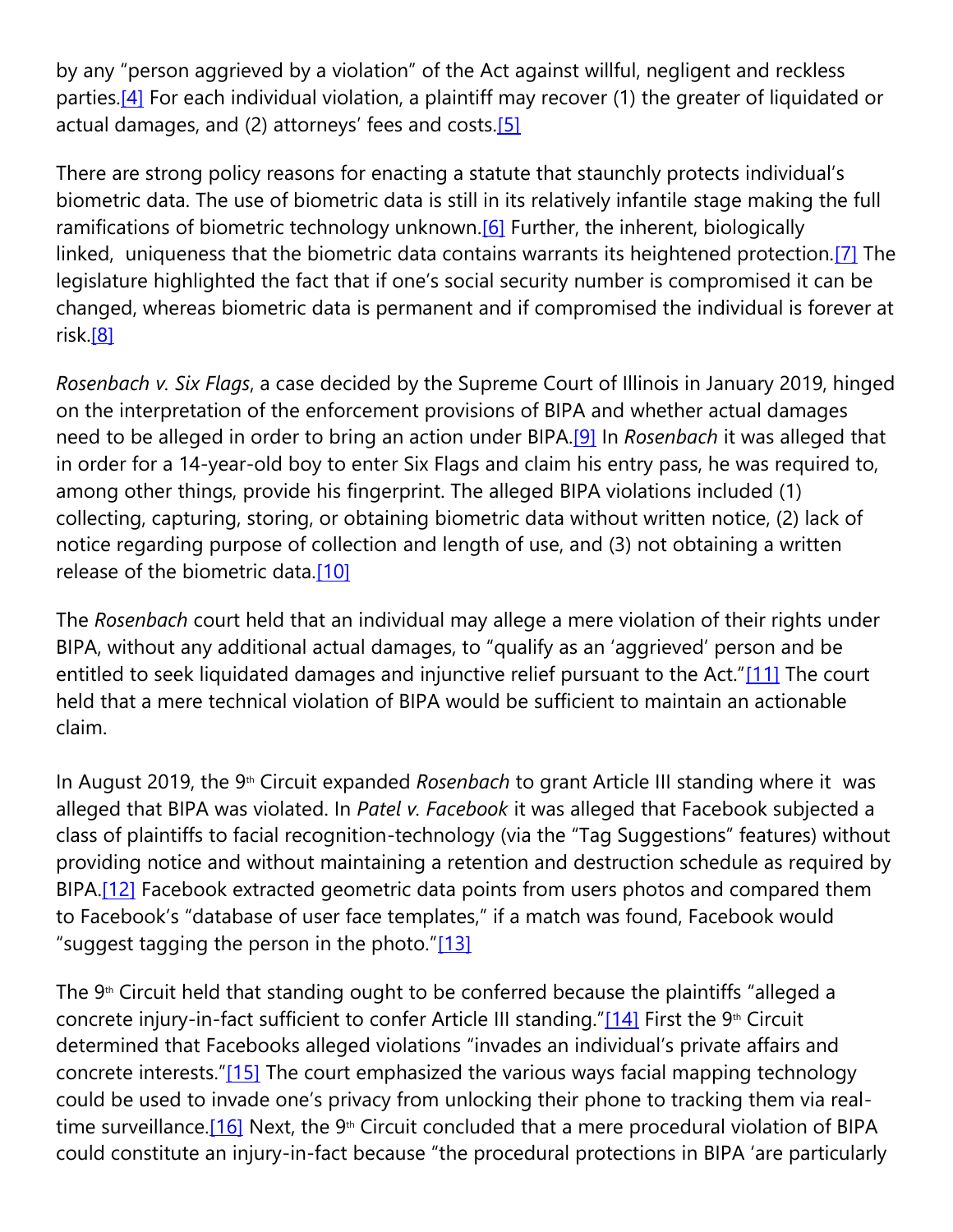by any "person aggrieved by a violation" of the Act against willful, negligent and reckless parties.[4] For each individual violation, a plaintiff may recover (1) the greater of liquidated or actual damages, and (2) attorneys' fees and costs.[5]

There are strong policy reasons for enacting a statute that staunchly protects individual's biometric data. The use of biometric data is still in its relatively infantile stage making the full ramifications of biometric technology unknown.[6] Further, the inherent, biologically linked, uniqueness that the biometric data contains warrants its heightened protection.[7] The legislature highlighted the fact that if one's social security number is compromised it can be changed, whereas biometric data is permanent and if compromised the individual is forever at risk.[8]

*Rosenbach v. Six Flags*, a case decided by the Supreme Court of Illinois in January 2019, hinged on the interpretation of the enforcement provisions of BIPA and whether actual damages need to be alleged in order to bring an action under BIPA.[9] In *Rosenbach* it was alleged that in order for a 14-year-old boy to enter Six Flags and claim his entry pass, he was required to, among other things, provide his fingerprint. The alleged BIPA violations included (1) collecting, capturing, storing, or obtaining biometric data without written notice, (2) lack of notice regarding purpose of collection and length of use, and (3) not obtaining a written release of the biometric data.[10]

The *Rosenbach* court held that an individual may allege a mere violation of their rights under BIPA, without any additional actual damages, to "qualify as an 'aggrieved' person and be entitled to seek liquidated damages and injunctive relief pursuant to the Act."[11] The court held that a mere technical violation of BIPA would be sufficient to maintain an actionable claim.

In August 2019, the 9th Circuit expanded *Rosenbach* to grant Article III standing where it was alleged that BIPA was violated. In *Patel v. Facebook* it was alleged that Facebook subjected a class of plaintiffs to facial recognition-technology (via the "Tag Suggestions" features) without providing notice and without maintaining a retention and destruction schedule as required by BIPA.[12] Facebook extracted geometric data points from users photos and compared them to Facebook's "database of user face templates," if a match was found, Facebook would "suggest tagging the person in the photo."[13]

The 9th Circuit held that standing ought to be conferred because the plaintiffs "alleged a concrete injury-in-fact sufficient to confer Article III standing."[14] First the 9th Circuit determined that Facebooks alleged violations "invades an individual's private affairs and concrete interests."[15] The court emphasized the various ways facial mapping technology could be used to invade one's privacy from unlocking their phone to tracking them via real-time surveillance.[16] Next, the 9th Circuit concluded that a mere procedural violation of BIPA could constitute an injury-in-fact because "the procedural protections in BIPA 'are particularly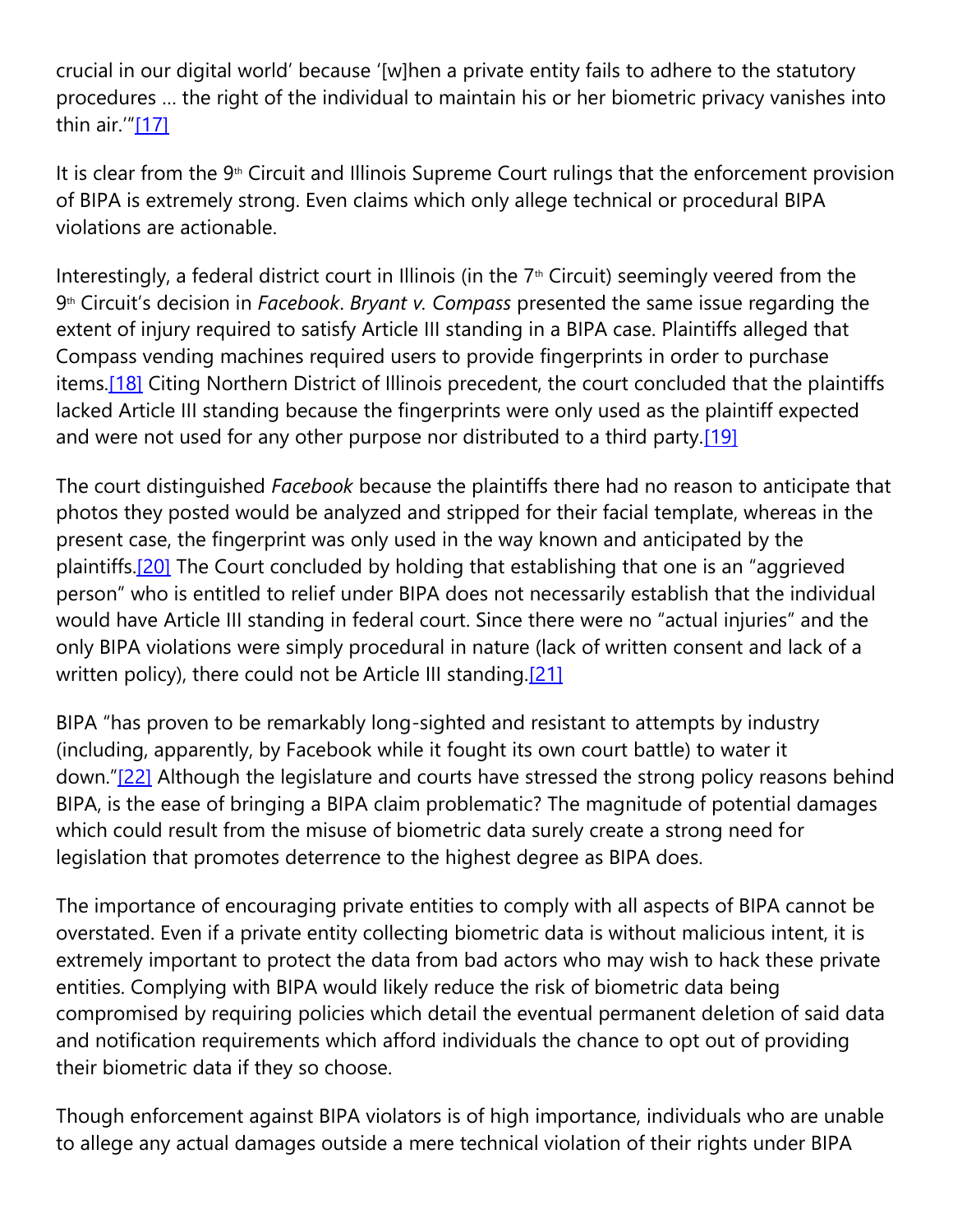crucial in our digital world' because '[w]hen a private entity fails to adhere to the statutory procedures … the right of the individual to maintain his or her biometric privacy vanishes into thin air.'"[17]

It is clear from the 9th Circuit and Illinois Supreme Court rulings that the enforcement provision of BIPA is extremely strong. Even claims which only allege technical or procedural BIPA violations are actionable.

Interestingly, a federal district court in Illinois (in the 7th Circuit) seemingly veered from the 9th Circuit's decision in *Facebook*. *Bryant v. Compass* presented the same issue regarding the extent of injury required to satisfy Article III standing in a BIPA case. Plaintiffs alleged that Compass vending machines required users to provide fingerprints in order to purchase items.[18] Citing Northern District of Illinois precedent, the court concluded that the plaintiffs lacked Article III standing because the fingerprints were only used as the plaintiff expected and were not used for any other purpose nor distributed to a third party.[19]

The court distinguished *Facebook* because the plaintiffs there had no reason to anticipate that photos they posted would be analyzed and stripped for their facial template, whereas in the present case, the fingerprint was only used in the way known and anticipated by the plaintiffs.[20] The Court concluded by holding that establishing that one is an "aggrieved person" who is entitled to relief under BIPA does not necessarily establish that the individual would have Article III standing in federal court. Since there were no "actual injuries" and the only BIPA violations were simply procedural in nature (lack of written consent and lack of a written policy), there could not be Article III standing.[21]

BIPA "has proven to be remarkably long-sighted and resistant to attempts by industry (including, apparently, by Facebook while it fought its own court battle) to water it down."[22] Although the legislature and courts have stressed the strong policy reasons behind BIPA, is the ease of bringing a BIPA claim problematic? The magnitude of potential damages which could result from the misuse of biometric data surely create a strong need for legislation that promotes deterrence to the highest degree as BIPA does.

The importance of encouraging private entities to comply with all aspects of BIPA cannot be overstated. Even if a private entity collecting biometric data is without malicious intent, it is extremely important to protect the data from bad actors who may wish to hack these private entities. Complying with BIPA would likely reduce the risk of biometric data being compromised by requiring policies which detail the eventual permanent deletion of said data and notification requirements which afford individuals the chance to opt out of providing their biometric data if they so choose.

Though enforcement against BIPA violators is of high importance, individuals who are unable to allege any actual damages outside a mere technical violation of their rights under BIPA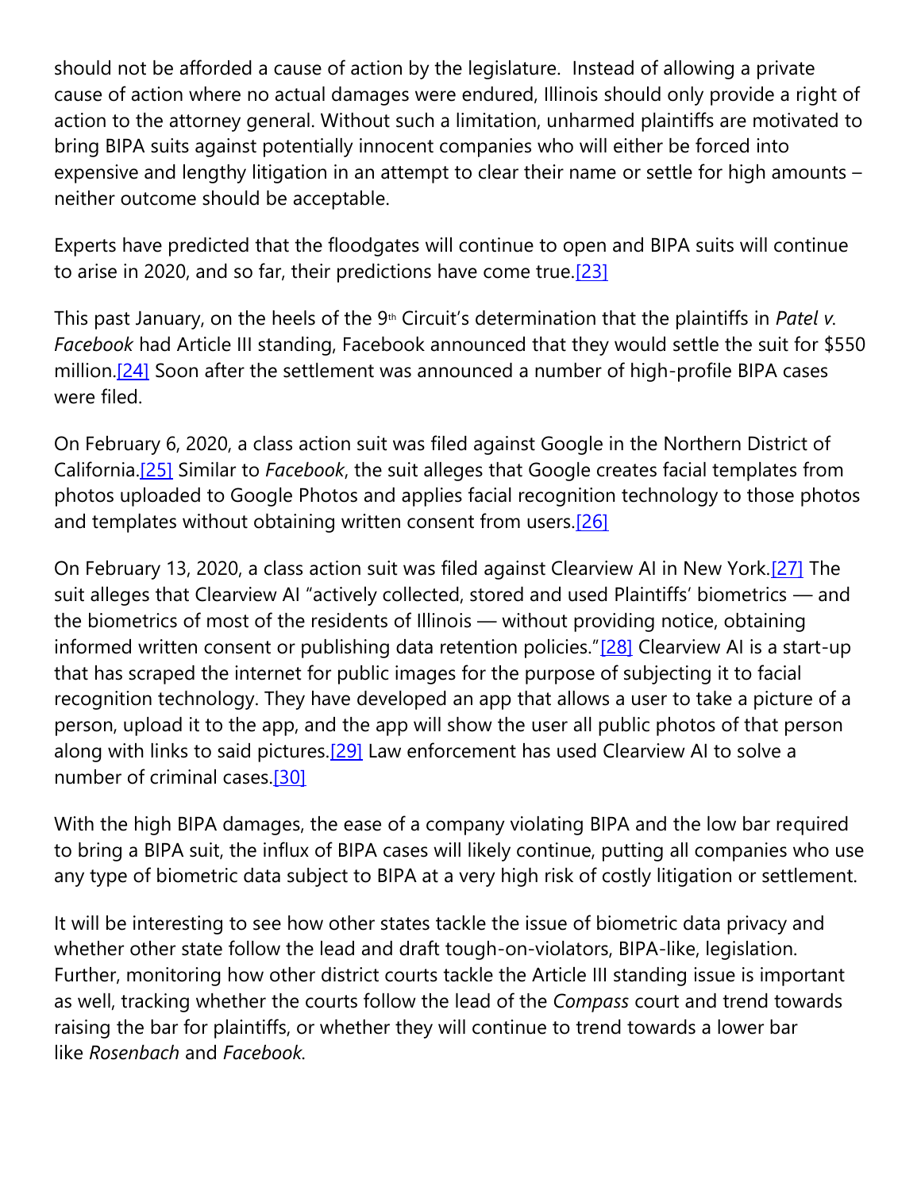should not be afforded a cause of action by the legislature. Instead of allowing a private cause of action where no actual damages were endured, Illinois should only provide a right of action to the attorney general. Without such a limitation, unharmed plaintiffs are motivated to bring BIPA suits against potentially innocent companies who will either be forced into expensive and lengthy litigation in an attempt to clear their name or settle for high amounts – neither outcome should be acceptable.

Experts have predicted that the floodgates will continue to open and BIPA suits will continue to arise in 2020, and so far, their predictions have come true.[23]

This past January, on the heels of the 9th Circuit's determination that the plaintiffs in *Patel v. Facebook* had Article III standing, Facebook announced that they would settle the suit for $550 million.[24] Soon after the settlement was announced a number of high-profile BIPA cases were filed.

On February 6, 2020, a class action suit was filed against Google in the Northern District of California.[25] Similar to *Facebook*, the suit alleges that Google creates facial templates from photos uploaded to Google Photos and applies facial recognition technology to those photos and templates without obtaining written consent from users.[26]

On February 13, 2020, a class action suit was filed against Clearview AI in New York.[27] The suit alleges that Clearview AI "actively collected, stored and used Plaintiffs' biometrics — and the biometrics of most of the residents of Illinois — without providing notice, obtaining informed written consent or publishing data retention policies."[28] Clearview AI is a start-up that has scraped the internet for public images for the purpose of subjecting it to facial recognition technology. They have developed an app that allows a user to take a picture of a person, upload it to the app, and the app will show the user all public photos of that person along with links to said pictures.[29] Law enforcement has used Clearview AI to solve a number of criminal cases.[30]

With the high BIPA damages, the ease of a company violating BIPA and the low bar required to bring a BIPA suit, the influx of BIPA cases will likely continue, putting all companies who use any type of biometric data subject to BIPA at a very high risk of costly litigation or settlement.

It will be interesting to see how other states tackle the issue of biometric data privacy and whether other state follow the lead and draft tough-on-violators, BIPA-like, legislation. Further, monitoring how other district courts tackle the Article III standing issue is important as well, tracking whether the courts follow the lead of the *Compass* court and trend towards raising the bar for plaintiffs, or whether they will continue to trend towards a lower bar like *Rosenbach* and *Facebook*.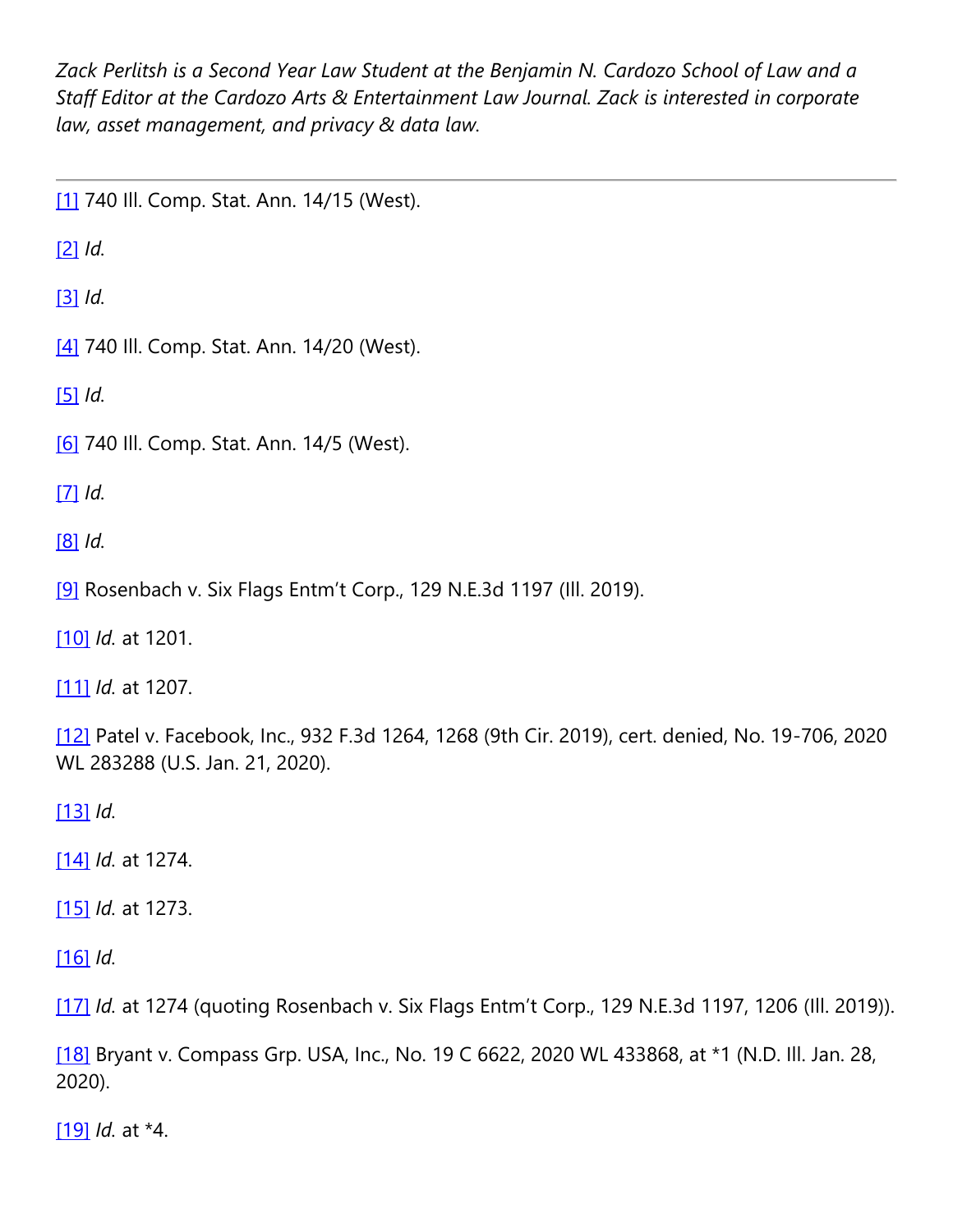*Zack Perlitsh is a Second Year Law Student at the Benjamin N. Cardozo School of Law and a Staff Editor at the Cardozo Arts & Entertainment Law Journal. Zack is interested in corporate law, asset management, and privacy & data law.*

---

[1] 740 Ill. Comp. Stat. Ann. 14/15 (West).

[2] *Id.*

[3] *Id.*

[4] 740 Ill. Comp. Stat. Ann. 14/20 (West).

[5] *Id.*

[6] 740 Ill. Comp. Stat. Ann. 14/5 (West).

[7] *Id.*

[8] *Id.*

[9] Rosenbach v. Six Flags Entm't Corp., 129 N.E.3d 1197 (Ill. 2019).

[10] *Id.* at 1201.

[11] *Id.* at 1207.

[12] Patel v. Facebook, Inc., 932 F.3d 1264, 1268 (9th Cir. 2019), cert. denied, No. 19-706, 2020 WL 283288 (U.S. Jan. 21, 2020).

[13] *Id.*

[14] *Id.* at 1274.

[15] *Id.* at 1273.

[16] *Id.*

[17] *Id.* at 1274 (quoting Rosenbach v. Six Flags Entm't Corp., 129 N.E.3d 1197, 1206 (Ill. 2019)).

[18] Bryant v. Compass Grp. USA, Inc., No. 19 C 6622, 2020 WL 433868, at *1 (N.D. Ill. Jan. 28, 2020).

[19] *Id.* at *4.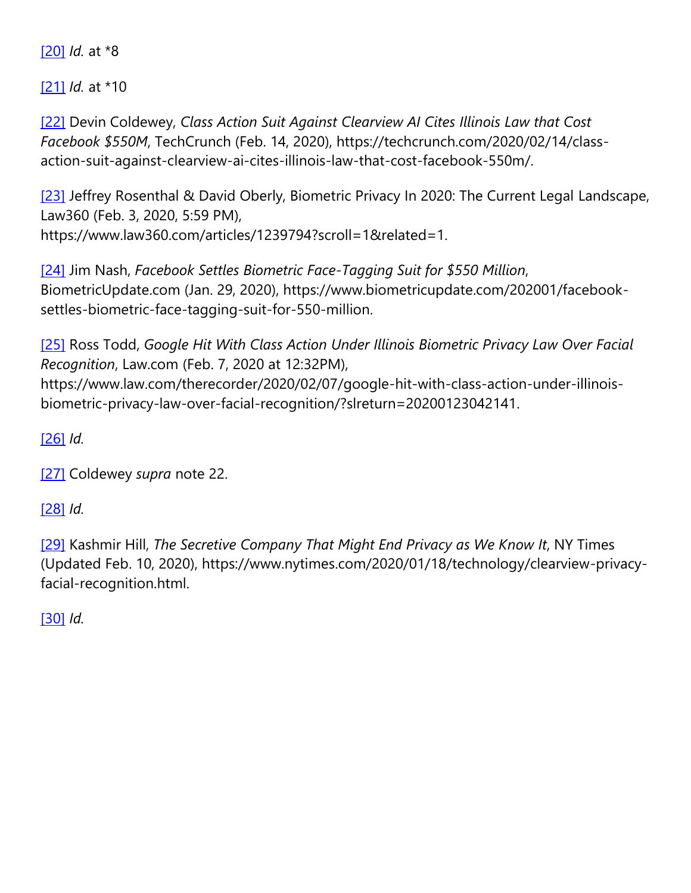[20] *Id.* at *8

[21] *Id.* at *10

[22] Devin Coldewey, *Class Action Suit Against Clearview AI Cites Illinois Law that Cost Facebook $550M*, TechCrunch (Feb. 14, 2020), https://techcrunch.com/2020/02/14/class-action-suit-against-clearview-ai-cites-illinois-law-that-cost-facebook-550m/.

[23] Jeffrey Rosenthal & David Oberly, Biometric Privacy In 2020: The Current Legal Landscape, Law360 (Feb. 3, 2020, 5:59 PM), https://www.law360.com/articles/1239794?scroll=1&related=1.

[24] Jim Nash, *Facebook Settles Biometric Face-Tagging Suit for $550 Million*, BiometricUpdate.com (Jan. 29, 2020), https://www.biometricupdate.com/202001/facebook-settles-biometric-face-tagging-suit-for-550-million.

[25] Ross Todd, *Google Hit With Class Action Under Illinois Biometric Privacy Law Over Facial Recognition*, Law.com (Feb. 7, 2020 at 12:32PM), https://www.law.com/therecorder/2020/02/07/google-hit-with-class-action-under-illinois-biometric-privacy-law-over-facial-recognition/?slreturn=20200123042141.

[26] *Id.*

[27] Coldewey *supra* note 22.

[28] *Id.*

[29] Kashmir Hill, *The Secretive Company That Might End Privacy as We Know It*, NY Times (Updated Feb. 10, 2020), https://www.nytimes.com/2020/01/18/technology/clearview-privacy-facial-recognition.html.

[30] *Id.*